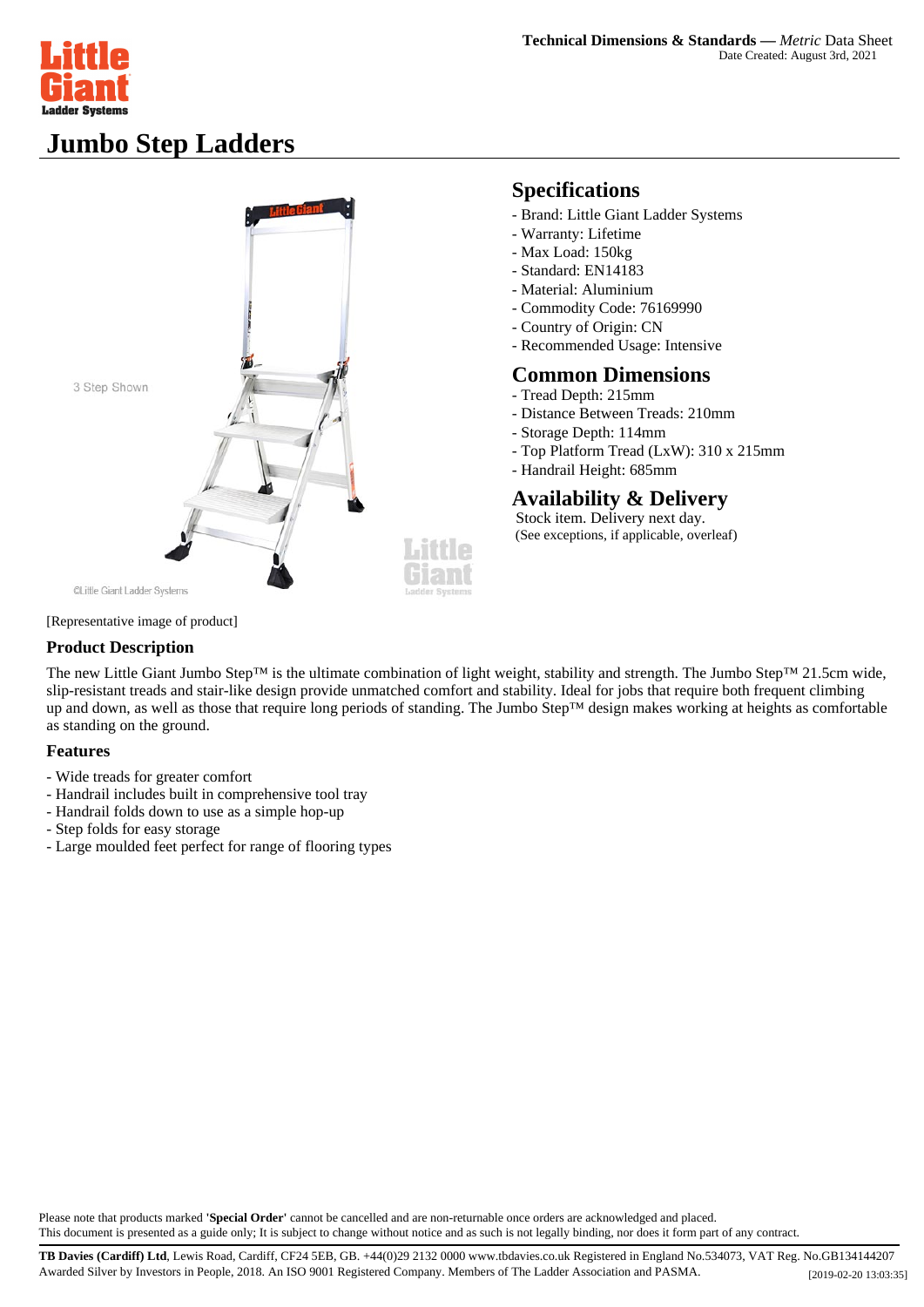**Technical Dimensions & Standards — *Metric* Data Sheet**
Date Created: August 3rd, 2021

# Jumbo Step Ladders

3 Step Shown

©Little Giant Ladder Systems

[Representative image of product]

## Specifications

- Brand: Little Giant Ladder Systems
- Warranty: Lifetime
- Max Load: 150kg
- Standard: EN14183
- Material: Aluminium
- Commodity Code: 76169990
- Country of Origin: CN
- Recommended Usage: Intensive

## Common Dimensions

- Tread Depth: 215mm
- Distance Between Treads: 210mm
- Storage Depth: 114mm
- Top Platform Tread (LxW): 310 x 215mm
- Handrail Height: 685mm

## Availability & Delivery

Stock item. Delivery next day.
(See exceptions, if applicable, overleaf)

### Product Description

The new Little Giant Jumbo Step™ is the ultimate combination of light weight, stability and strength. The Jumbo Step™ 21.5cm wide, slip-resistant treads and stair-like design provide unmatched comfort and stability. Ideal for jobs that require both frequent climbing up and down, as well as those that require long periods of standing. The Jumbo Step™ design makes working at heights as comfortable as standing on the ground.

### Features

- Wide treads for greater comfort
- Handrail includes built in comprehensive tool tray
- Handrail folds down to use as a simple hop-up
- Step folds for easy storage
- Large moulded feet perfect for range of flooring types

Please note that products marked **'Special Order'** cannot be cancelled and are non-returnable once orders are acknowledged and placed.
This document is presented as a guide only; It is subject to change without notice and as such is not legally binding, nor does it form part of any contract.

**TB Davies (Cardiff) Ltd**, Lewis Road, Cardiff, CF24 5EB, GB. +44(0)29 2132 0000 www.tbdavies.co.uk Registered in England No.534073, VAT Reg. No.GB134144207
Awarded Silver by Investors in People, 2018. An ISO 9001 Registered Company. Members of The Ladder Association and PASMA.
[2019-02-20 13:03:35]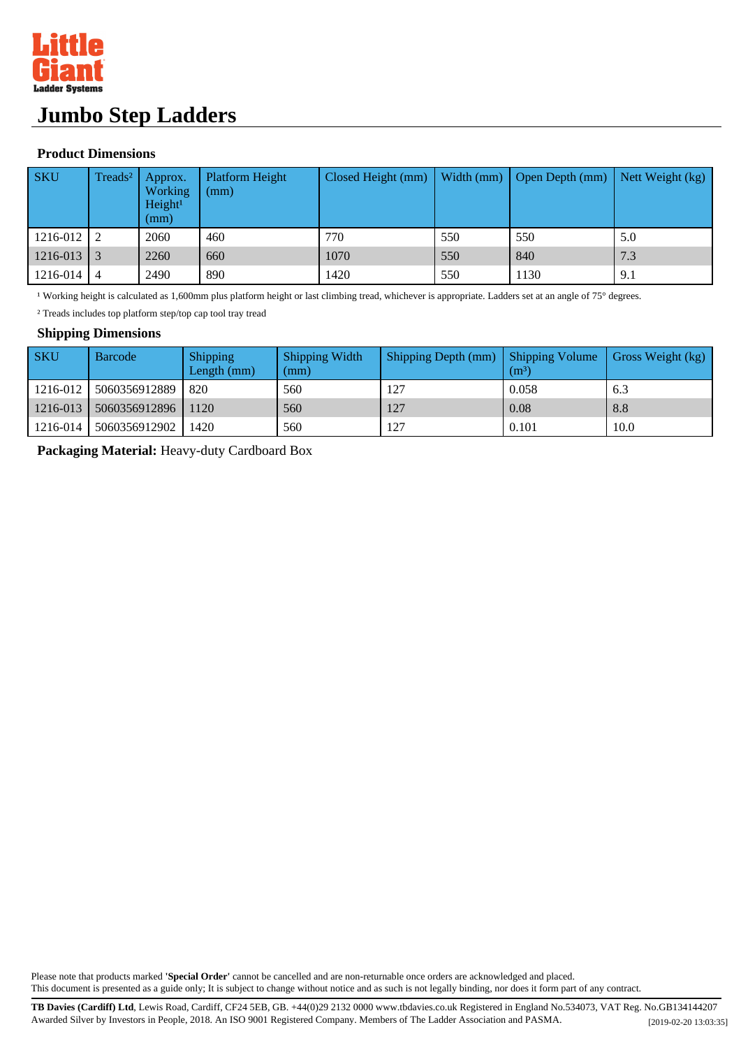# Jumbo Step Ladders

### Product Dimensions

| SKU | Treads[2] | Approx. Working Height[1] (mm) | Platform Height (mm) | Closed Height (mm) | Width (mm) | Open Depth (mm) | Nett Weight (kg) |
|---|---|---|---|---|---|---|---|
| 1216-012 | 2 | 2060 | 460 | 770 | 550 | 550 | 5.0 |
| 1216-013 | 3 | 2260 | 660 | 1070 | 550 | 840 | 7.3 |
| 1216-014 | 4 | 2490 | 890 | 1420 | 550 | 1130 | 9.1 |

[1] Working height is calculated as 1,600mm plus platform height or last climbing tread, whichever is appropriate. Ladders set at an angle of 75° degrees.

[2] Treads includes top platform step/top cap tool tray tread

### Shipping Dimensions

| SKU | Barcode | Shipping Length (mm) | Shipping Width (mm) | Shipping Depth (mm) | Shipping Volume ($m^3$) | Gross Weight (kg) |
|---|---|---|---|---|---|---|
| 1216-012 | 5060356912889 | 820 | 560 | 127 | 0.058 | 6.3 |
| 1216-013 | 5060356912896 | 1120 | 560 | 127 | 0.08 | 8.8 |
| 1216-014 | 5060356912902 | 1420 | 560 | 127 | 0.101 | 10.0 |

**Packaging Material:** Heavy-duty Cardboard Box

Please note that products marked **'Special Order'** cannot be cancelled and are non-returnable once orders are acknowledged and placed.
This document is presented as a guide only; It is subject to change without notice and as such is not legally binding, nor does it form part of any contract.

**TB Davies (Cardiff) Ltd**, Lewis Road, Cardiff, CF24 5EB, GB. +44(0)29 2132 0000 www.tbdavies.co.uk Registered in England No.534073, VAT Reg. No.GB134144207
Awarded Silver by Investors in People, 2018. An ISO 9001 Registered Company. Members of The Ladder Association and PASMA.

[2019-02-20 13:03:35]